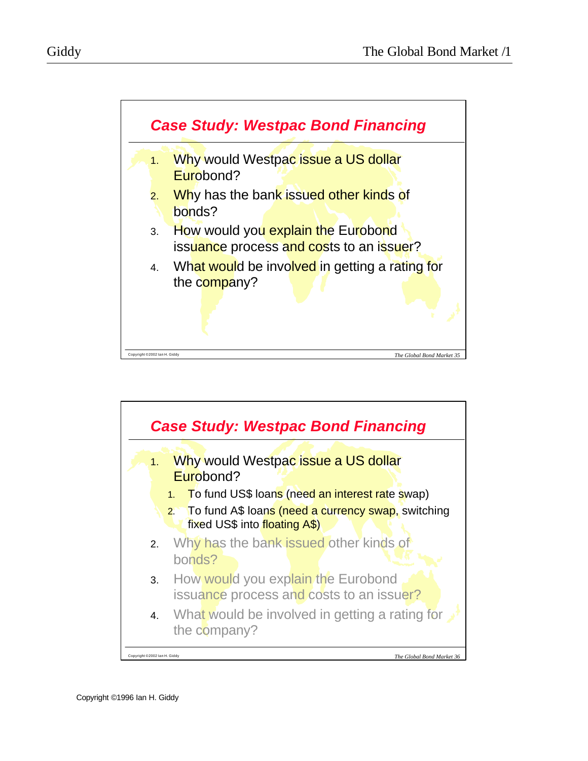## Case Study: Westpac Bond Financing

1. Why would Westpac issue a US dollar Eurobond?
2. Why has the bank issued other kinds of bonds?
3. How would you explain the Eurobond issuance process and costs to an issuer?
4. What would be involved in getting a rating for the company?

Copyright ©2002 Ian H. Giddy

The Global Bond Market 35

## Case Study: Westpac Bond Financing

1. Why would Westpac issue a US dollar Eurobond?
   1. To fund US$ loans (need an interest rate swap)
   2. To fund A$ loans (need a currency swap, switching fixed US$ into floating A$)
2. Why has the bank issued other kinds of bonds?
3. How would you explain the Eurobond issuance process and costs to an issuer?
4. What would be involved in getting a rating for the company?

Copyright ©2002 Ian H. Giddy

The Global Bond Market 36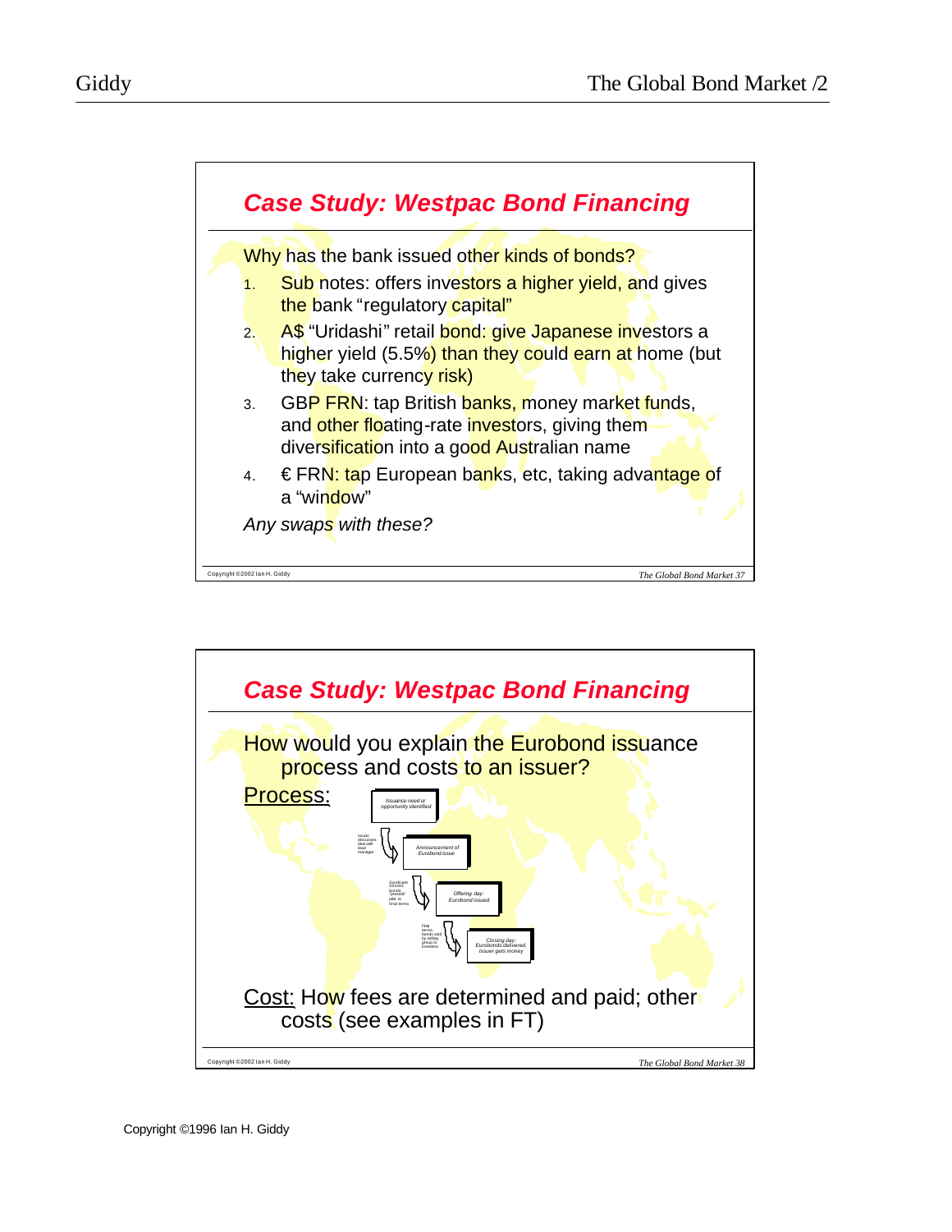## Case Study: Westpac Bond Financing

Why has the bank issued other kinds of bonds?

1. Sub notes: offers investors a higher yield, and gives the bank "regulatory capital"
2. A$ "Uridashi" retail bond: give Japanese investors a higher yield (5.5%) than they could earn at home (but they take currency risk)
3. GBP FRN: tap British banks, money market funds, and other floating-rate investors, giving them diversification into a good Australian name
4. € FRN: tap European banks, etc, taking advantage of a "window"

*Any swaps with these?*

Copyright ©2002 Ian H. Giddy

*The Global Bond Market 37*

## Case Study: Westpac Bond Financing

How would you explain the Eurobond issuance process and costs to an issuer?

Process:

- *Issuance need or opportunity identified*
  - *Issuer discusses deal with lead manager*
- *Announcement of Eurobond issue*
  - *Syndicate formed, bonds "presold" prior to final terms*
- *Offering day: Eurobond issued*
  - *Final terms, bonds sold by selling group to investors*
- *Closing day: Eurobonds delivered, issuer gets money*

Cost: How fees are determined and paid; other costs (see examples in FT)

Copyright ©2002 Ian H. Giddy

*The Global Bond Market 38*

Copyright ©1996 Ian H. Giddy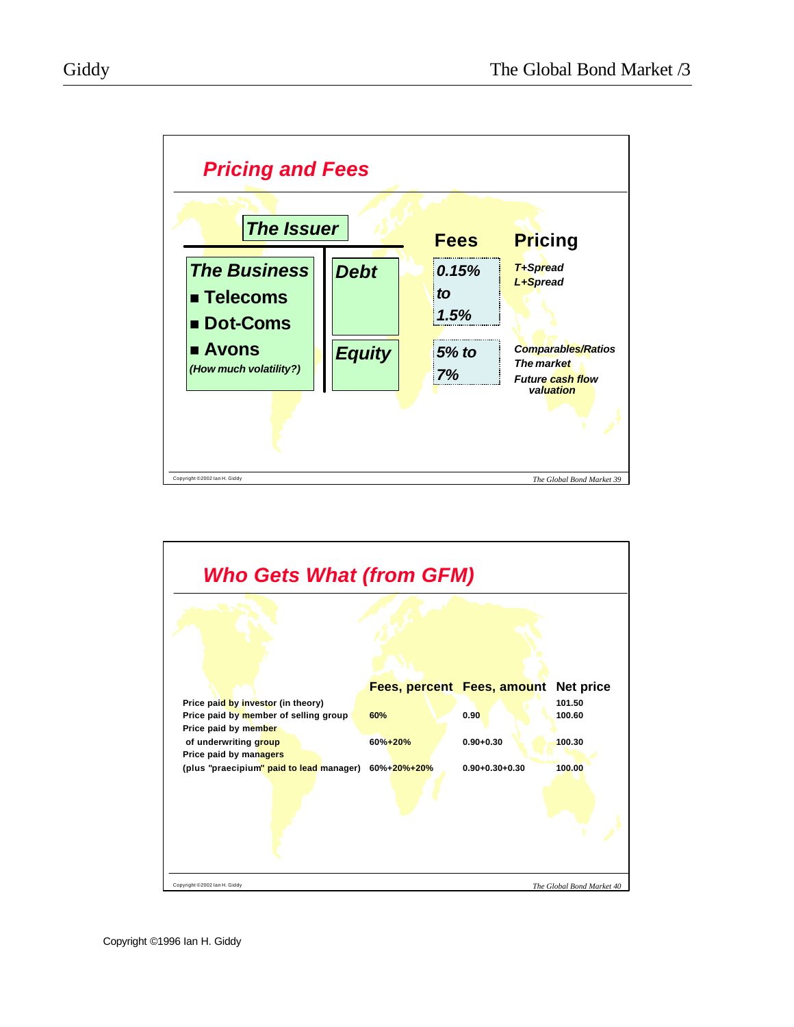## Pricing and Fees

**The Issuer**

| The Business | | Fees | Pricing |
|---|---|---|---|
| **Telecoms**, **Dot-Coms**, **Avons** *(How much volatility?)* | **Debt** | *0.15% to 1.5%* | *T+Spread*, *L+Spread* |
| | **Equity** | *5% to 7%* | *Comparables/Ratios*, *The market*, *Future cash flow valuation* |

## Who Gets What (from GFM)

| | Fees, percent | Fees, amount | Net price |
|---|---|---|---|
| Price paid by investor (in theory) | | | 101.50 |
| Price paid by member of selling group | 60% | 0.90 | 100.60 |
| Price paid by member of underwriting group | 60%+20% | 0.90+0.30 | 100.30 |
| Price paid by managers (plus "praecipium" paid to lead manager) | 60%+20%+20% | 0.90+0.30+0.30 | 100.00 |

Copyright ©1996 Ian H. Giddy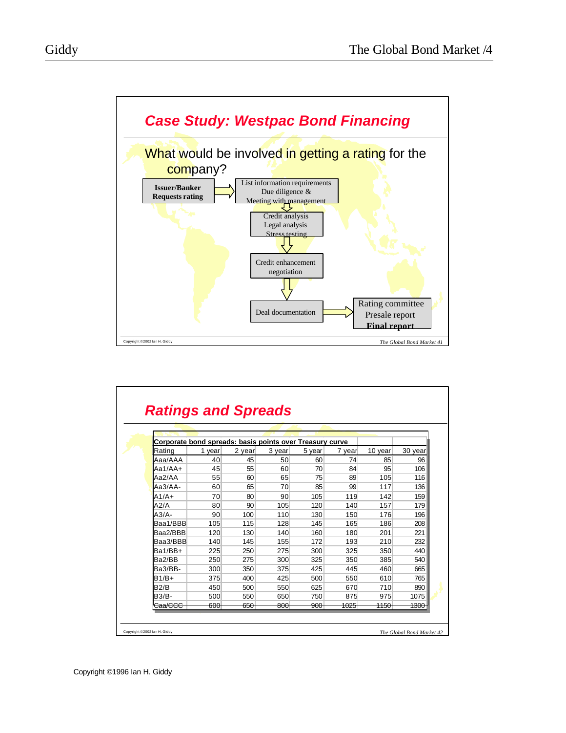## Case Study: Westpac Bond Financing

What would be involved in getting a rating for the company?

**Issuer/Banker Requests rating** → List information requirements, Due diligence & Meeting with management → Credit analysis, Legal analysis, Stress testing → Credit enhancement negotiation → Deal documentation → Rating committee, Presale report, **Final report**

Copyright ©2002 Ian H. Giddy

*The Global Bond Market 41*

## Ratings and Spreads

| Corporate bond spreads: basis points over Treasury curve | | | | | | | |
|---|---|---|---|---|---|---|---|
| Rating | 1 year | 2 year | 3 year | 5 year | 7 year | 10 year | 30 year |
| Aaa/AAA | 40 | 45 | 50 | 60 | 74 | 85 | 96 |
| Aa1/AA+ | 45 | 55 | 60 | 70 | 84 | 95 | 106 |
| Aa2/AA | 55 | 60 | 65 | 75 | 89 | 105 | 116 |
| Aa3/AA- | 60 | 65 | 70 | 85 | 99 | 117 | 136 |
| A1/A+ | 70 | 80 | 90 | 105 | 119 | 142 | 159 |
| A2/A | 80 | 90 | 105 | 120 | 140 | 157 | 179 |
| A3/A- | 90 | 100 | 110 | 130 | 150 | 176 | 196 |
| Baa1/BBB | 105 | 115 | 128 | 145 | 165 | 186 | 208 |
| Baa2/BBB | 120 | 130 | 140 | 160 | 180 | 201 | 221 |
| Baa3/BBB | 140 | 145 | 155 | 172 | 193 | 210 | 232 |
| Ba1/BB+ | 225 | 250 | 275 | 300 | 325 | 350 | 440 |
| Ba2/BB | 250 | 275 | 300 | 325 | 350 | 385 | 540 |
| Ba3/BB- | 300 | 350 | 375 | 425 | 445 | 460 | 665 |
| B1/B+ | 375 | 400 | 425 | 500 | 550 | 610 | 765 |
| B2/B | 450 | 500 | 550 | 625 | 670 | 710 | 890 |
| B3/B- | 500 | 550 | 650 | 750 | 875 | 975 | 1075 |
| Caa/CCC | 600 | 650 | 800 | 900 | 1025 | 1150 | 1300 |

Copyright ©2002 Ian H. Giddy

*The Global Bond Market 42*

Copyright ©1996 Ian H. Giddy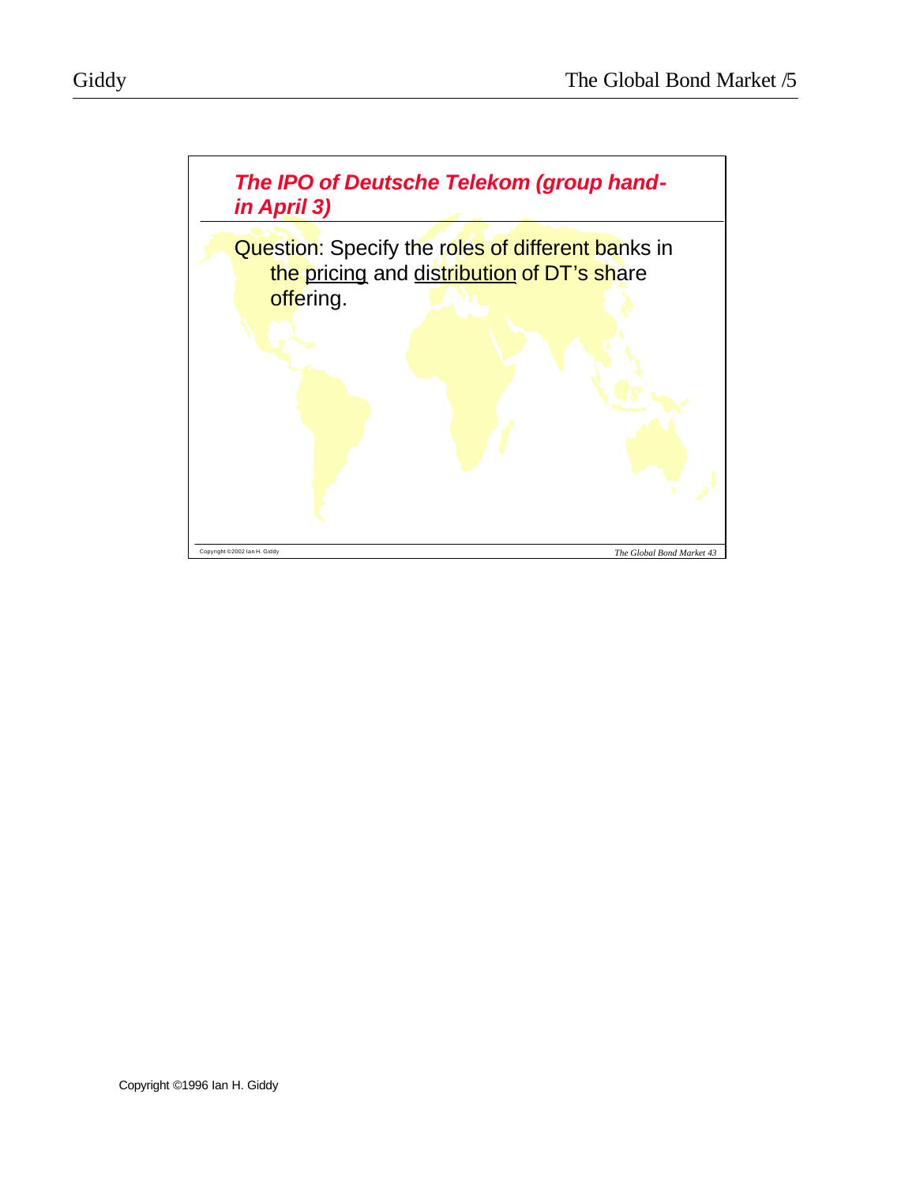## *The IPO of Deutsche Telekom (group hand-in April 3)*

Question: Specify the roles of different banks in the pricing and distribution of DT's share offering.